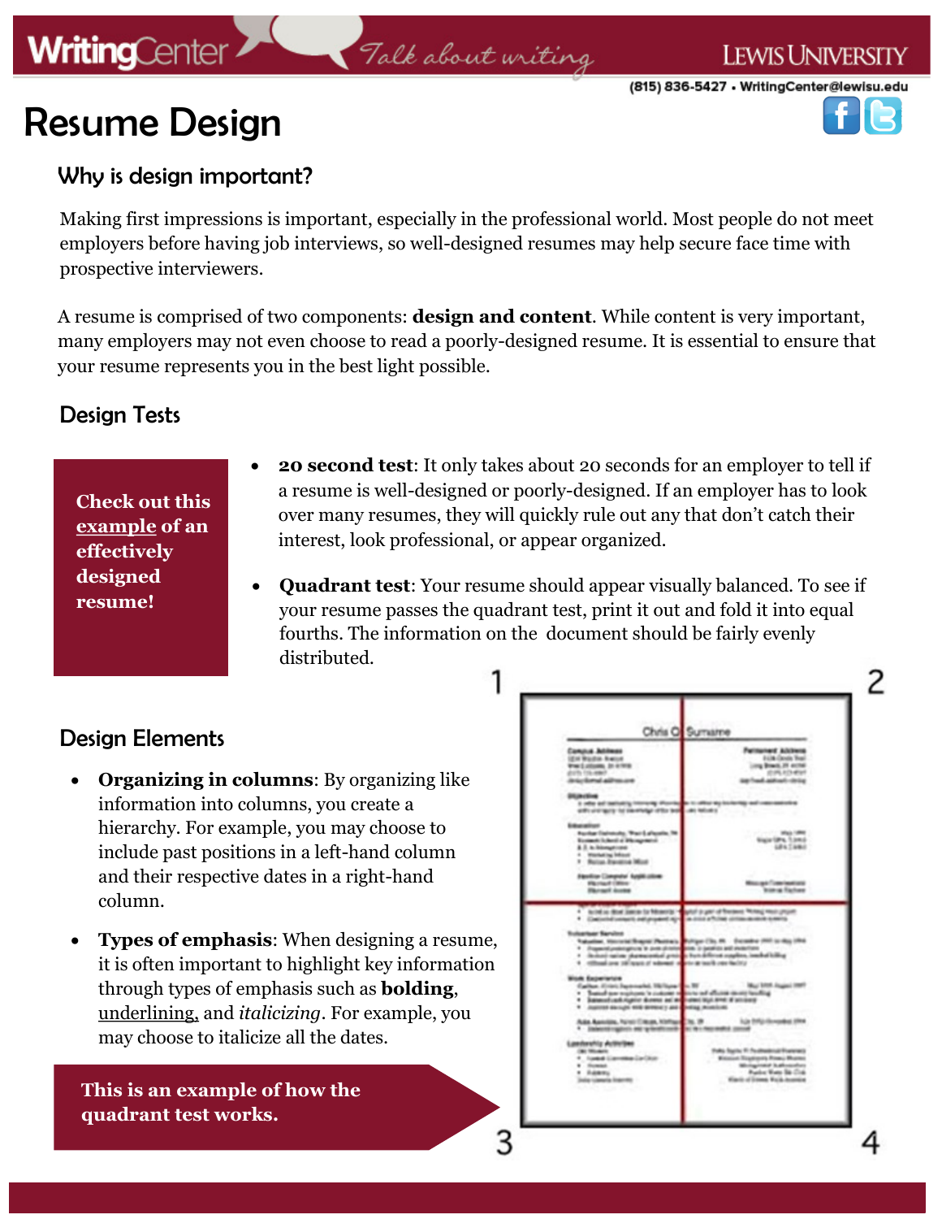# Resume Design

## Why is design important?

Making first impressions is important, especially in the professional world. Most people do not meet employers before having job interviews, so well-designed resumes may help secure face time with prospective interviewers.

A resume is comprised of two components: **design and content**. While content is very important, many employers may not even choose to read a poorly-designed resume. It is essential to ensure that your resume represents you in the best light possible.

## Design Tests

**Check out this example of an effectively designed resume!**

- **20 second test**: It only takes about 20 seconds for an employer to tell if a resume is well-designed or poorly-designed. If an employer has to look over many resumes, they will quickly rule out any that don't catch their interest, look professional, or appear organized.
- **Quadrant test**: Your resume should appear visually balanced. To see if your resume passes the quadrant test, print it out and fold it into equal fourths. The information on the document should be fairly evenly distributed.

1

2

3

4

## Design Elements

- **Organizing in columns**: By organizing like information into columns, you create a hierarchy. For example, you may choose to include past positions in a left-hand column and their respective dates in a right-hand column.
- **Types of emphasis**: When designing a resume, it is often important to highlight key information through types of emphasis such as **bolding**, underlining, and *italicizing*. For example, you may choose to italicize all the dates.

**This is an example of how the quadrant test works.**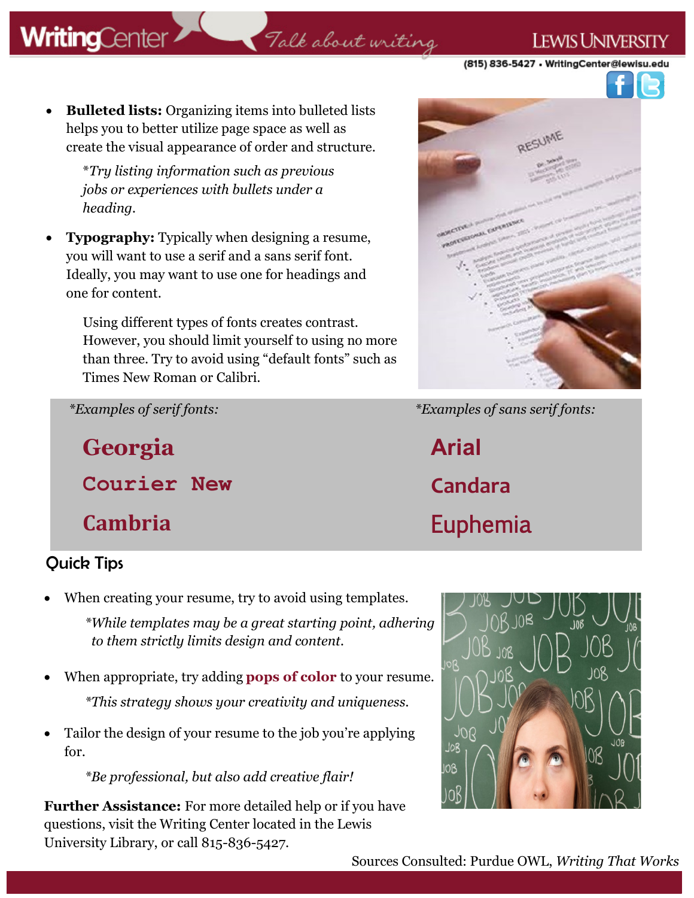- **Bulleted lists:** Organizing items into bulleted lists helps you to better utilize page space as well as create the visual appearance of order and structure.

  *\*Try listing information such as previous jobs or experiences with bullets under a heading.*

- **Typography:** Typically when designing a resume, you will want to use a serif and a sans serif font. Ideally, you may want to use one for headings and one for content.

  Using different types of fonts creates contrast. However, you should limit yourself to using no more than three. Try to avoid using "default fonts" such as Times New Roman or Calibri.

| *\*Examples of serif fonts:* | *\*Examples of sans serif fonts:* |
| --- | --- |
| **Georgia** | **Arial** |
| **Courier New** | **Candara** |
| **Cambria** | **Euphemia** |

## Quick Tips

- When creating your resume, try to avoid using templates.

  *\*While templates may be a great starting point, adhering to them strictly limits design and content.*

- When appropriate, try adding **pops of color** to your resume.

  *\*This strategy shows your creativity and uniqueness.*

- Tailor the design of your resume to the job you're applying for.

  *\*Be professional, but also add creative flair!*

**Further Assistance:** For more detailed help or if you have questions, visit the Writing Center located in the Lewis University Library, or call 815-836-5427.

Sources Consulted: Purdue OWL, *Writing That Works*